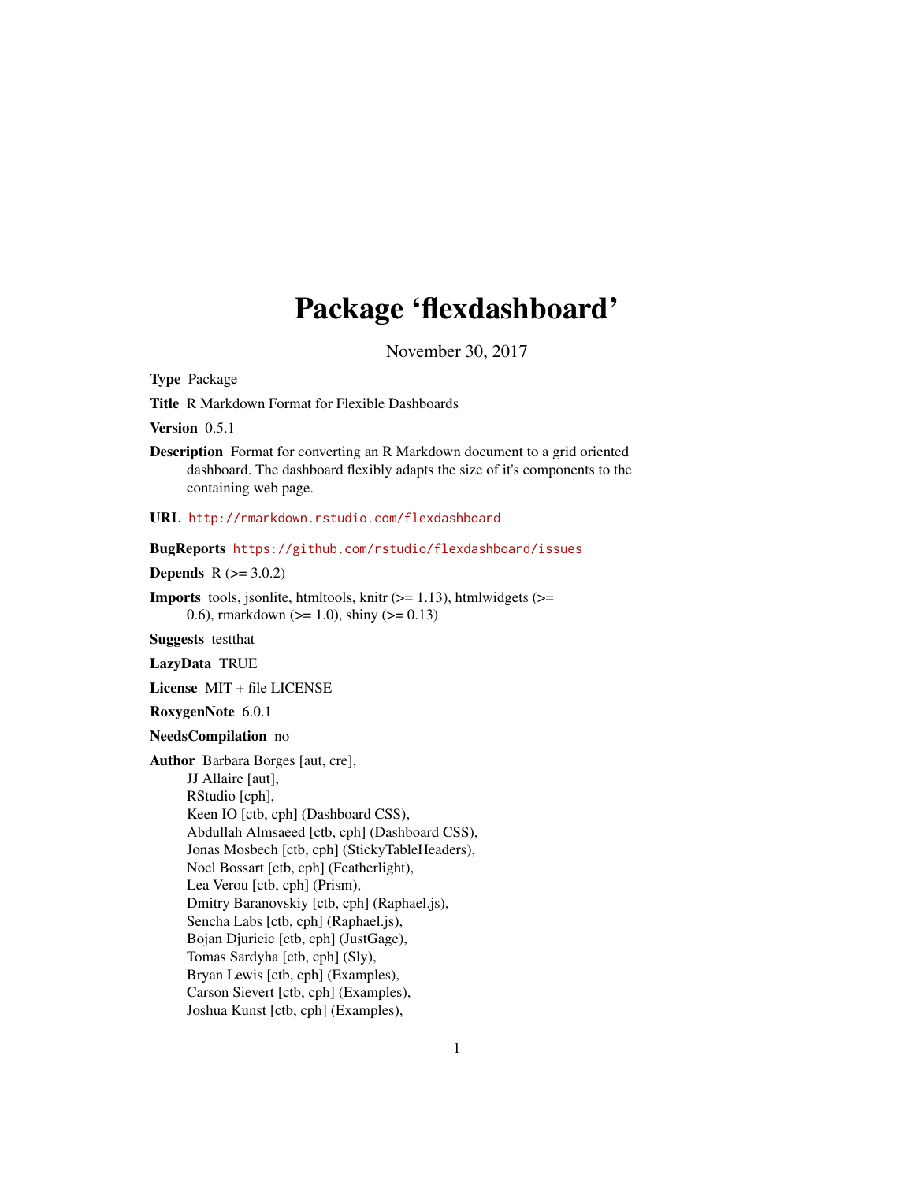# Package 'flexdashboard'

November 30, 2017

**Type** Package

**Title** R Markdown Format for Flexible Dashboards

**Version** 0.5.1

**Description** Format for converting an R Markdown document to a grid oriented dashboard. The dashboard flexibly adapts the size of it's components to the containing web page.

**URL** http://rmarkdown.rstudio.com/flexdashboard

**BugReports** https://github.com/rstudio/flexdashboard/issues

**Depends** R (>= 3.0.2)

**Imports** tools, jsonlite, htmltools, knitr (>= 1.13), htmlwidgets (>= 0.6), rmarkdown (>= 1.0), shiny (>= 0.13)

**Suggests** testthat

**LazyData** TRUE

**License** MIT + file LICENSE

**RoxygenNote** 6.0.1

**NeedsCompilation** no

**Author** Barbara Borges [aut, cre],
JJ Allaire [aut],
RStudio [cph],
Keen IO [ctb, cph] (Dashboard CSS),
Abdullah Almsaeed [ctb, cph] (Dashboard CSS),
Jonas Mosbech [ctb, cph] (StickyTableHeaders),
Noel Bossart [ctb, cph] (Featherlight),
Lea Verou [ctb, cph] (Prism),
Dmitry Baranovskiy [ctb, cph] (Raphael.js),
Sencha Labs [ctb, cph] (Raphael.js),
Bojan Djuricic [ctb, cph] (JustGage),
Tomas Sardyha [ctb, cph] (Sly),
Bryan Lewis [ctb, cph] (Examples),
Carson Sievert [ctb, cph] (Examples),
Joshua Kunst [ctb, cph] (Examples),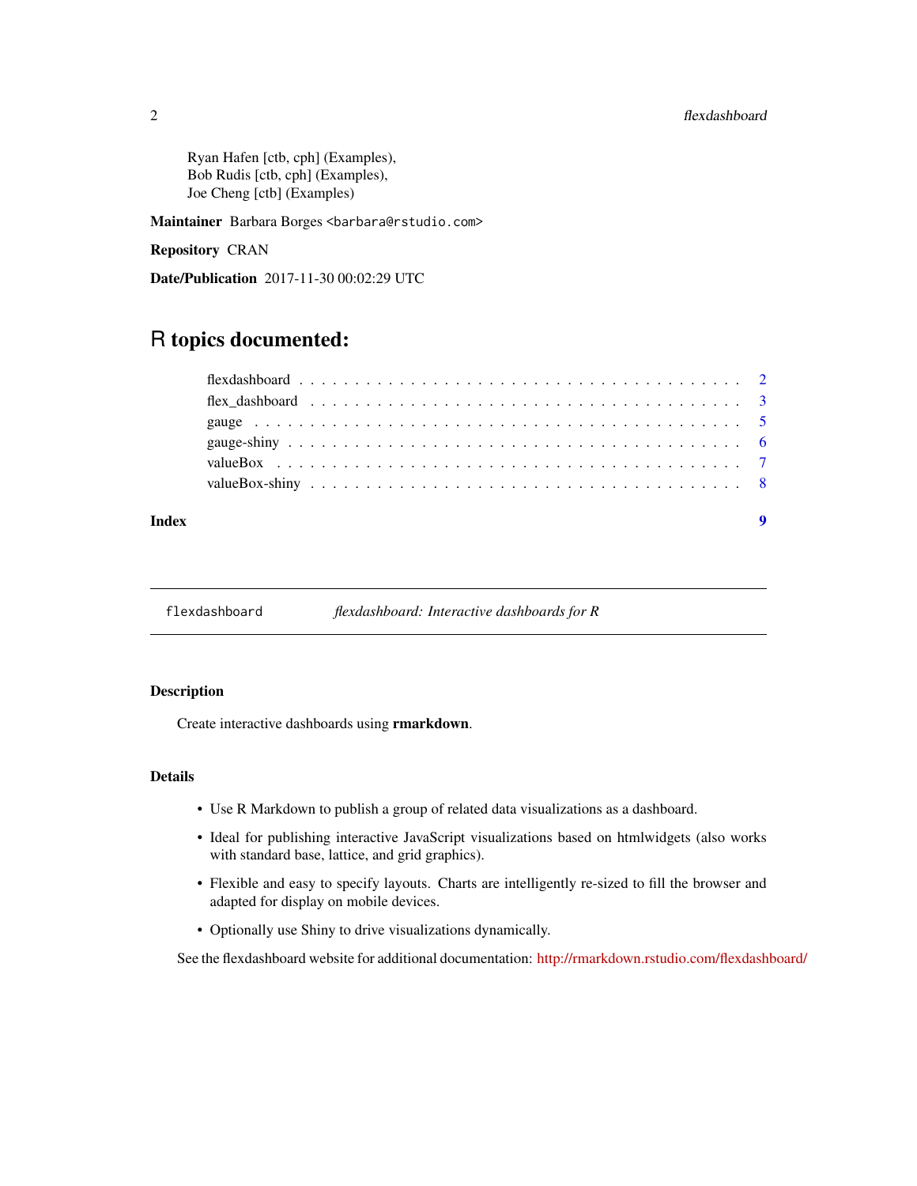Ryan Hafen [ctb, cph] (Examples),
Bob Rudis [ctb, cph] (Examples),
Joe Cheng [ctb] (Examples)

**Maintainer** Barbara Borges <barbara@rstudio.com>

**Repository** CRAN

**Date/Publication** 2017-11-30 00:02:29 UTC

# R topics documented:

- flexdashboard . . . . . . . . . . . . . . . . . . . . . . . . . . . . . . . . . . . . . . 2
- flex_dashboard . . . . . . . . . . . . . . . . . . . . . . . . . . . . . . . . . . . . . 3
- gauge . . . . . . . . . . . . . . . . . . . . . . . . . . . . . . . . . . . . . . . . . 5
- gauge-shiny . . . . . . . . . . . . . . . . . . . . . . . . . . . . . . . . . . . . . . 6
- valueBox . . . . . . . . . . . . . . . . . . . . . . . . . . . . . . . . . . . . . . . 7
- valueBox-shiny . . . . . . . . . . . . . . . . . . . . . . . . . . . . . . . . . . . . 8

**Index** 9

---

`flexdashboard` *flexdashboard: Interactive dashboards for R*

---

### Description

Create interactive dashboards using **rmarkdown**.

### Details

- Use R Markdown to publish a group of related data visualizations as a dashboard.
- Ideal for publishing interactive JavaScript visualizations based on htmlwidgets (also works with standard base, lattice, and grid graphics).
- Flexible and easy to specify layouts. Charts are intelligently re-sized to fill the browser and adapted for display on mobile devices.
- Optionally use Shiny to drive visualizations dynamically.

See the flexdashboard website for additional documentation: http://rmarkdown.rstudio.com/flexdashboard/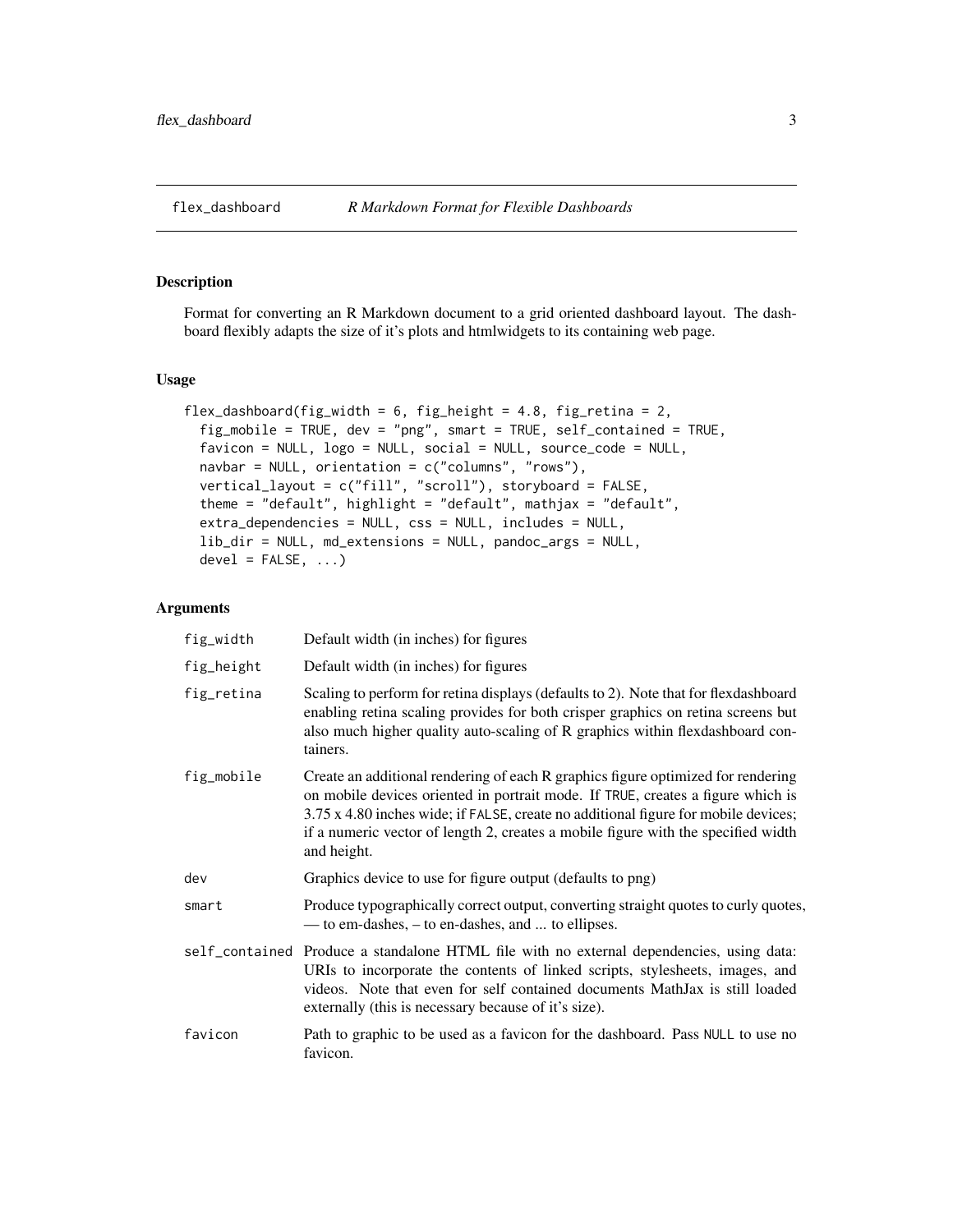# flex_dashboard — *R Markdown Format for Flexible Dashboards*

## Description

Format for converting an R Markdown document to a grid oriented dashboard layout. The dashboard flexibly adapts the size of it's plots and htmlwidgets to its containing web page.

## Usage

```
flex_dashboard(fig_width = 6, fig_height = 4.8, fig_retina = 2,
  fig_mobile = TRUE, dev = "png", smart = TRUE, self_contained = TRUE,
  favicon = NULL, logo = NULL, social = NULL, source_code = NULL,
  navbar = NULL, orientation = c("columns", "rows"),
  vertical_layout = c("fill", "scroll"), storyboard = FALSE,
  theme = "default", highlight = "default", mathjax = "default",
  extra_dependencies = NULL, css = NULL, includes = NULL,
  lib_dir = NULL, md_extensions = NULL, pandoc_args = NULL,
  devel = FALSE, ...)
```

## Arguments

| Argument | Description |
|---|---|
| `fig_width` | Default width (in inches) for figures |
| `fig_height` | Default width (in inches) for figures |
| `fig_retina` | Scaling to perform for retina displays (defaults to 2). Note that for flexdashboard enabling retina scaling provides for both crisper graphics on retina screens but also much higher quality auto-scaling of R graphics within flexdashboard containers. |
| `fig_mobile` | Create an additional rendering of each R graphics figure optimized for rendering on mobile devices oriented in portrait mode. If `TRUE`, creates a figure which is 3.75 x 4.80 inches wide; if `FALSE`, create no additional figure for mobile devices; if a numeric vector of length 2, creates a mobile figure with the specified width and height. |
| `dev` | Graphics device to use for figure output (defaults to png) |
| `smart` | Produce typographically correct output, converting straight quotes to curly quotes, — to em-dashes, – to en-dashes, and ... to ellipses. |
| `self_contained` | Produce a standalone HTML file with no external dependencies, using data: URIs to incorporate the contents of linked scripts, stylesheets, images, and videos. Note that even for self contained documents MathJax is still loaded externally (this is necessary because of it's size). |
| `favicon` | Path to graphic to be used as a favicon for the dashboard. Pass `NULL` to use no favicon. |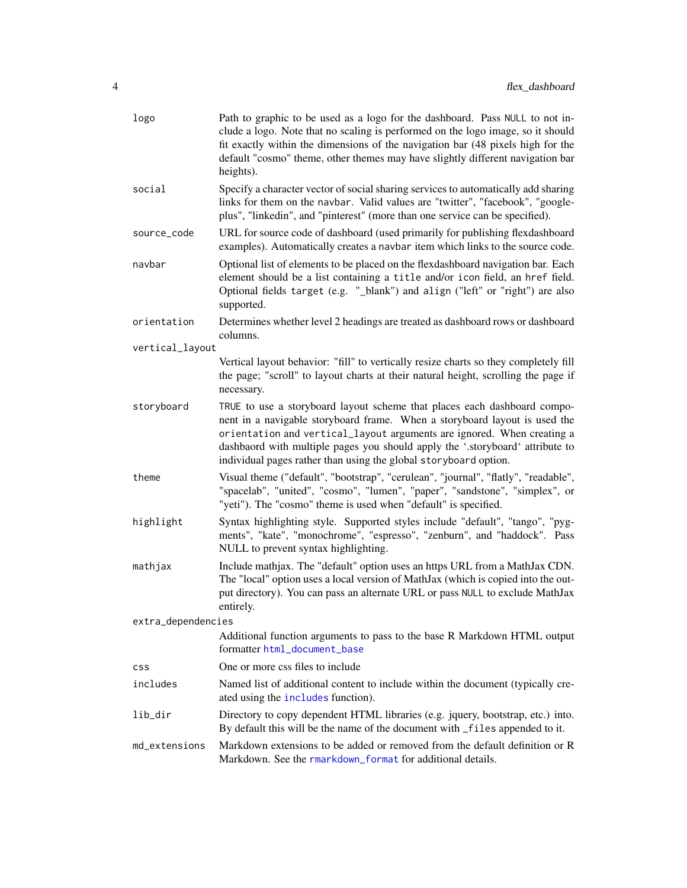| | |
|---|---|
| logo | Path to graphic to be used as a logo for the dashboard. Pass NULL to not include a logo. Note that no scaling is performed on the logo image, so it should fit exactly within the dimensions of the navigation bar (48 pixels high for the default "cosmo" theme, other themes may have slightly different navigation bar heights). |
| social | Specify a character vector of social sharing services to automatically add sharing links for them on the navbar. Valid values are "twitter", "facebook", "google-plus", "linkedin", and "pinterest" (more than one service can be specified). |
| source_code | URL for source code of dashboard (used primarily for publishing flexdashboard examples). Automatically creates a navbar item which links to the source code. |
| navbar | Optional list of elements to be placed on the flexdashboard navigation bar. Each element should be a list containing a title and/or icon field, an href field. Optional fields target (e.g. "_blank") and align ("left" or "right") are also supported. |
| orientation | Determines whether level 2 headings are treated as dashboard rows or dashboard columns. |
| vertical_layout | Vertical layout behavior: "fill" to vertically resize charts so they completely fill the page; "scroll" to layout charts at their natural height, scrolling the page if necessary. |
| storyboard | TRUE to use a storyboard layout scheme that places each dashboard component in a navigable storyboard frame. When a storyboard layout is used the orientation and vertical_layout arguments are ignored. When creating a dashbaord with multiple pages you should apply the '.storyboard' attribute to individual pages rather than using the global storyboard option. |
| theme | Visual theme ("default", "bootstrap", "cerulean", "journal", "flatly", "readable", "spacelab", "united", "cosmo", "lumen", "paper", "sandstone", "simplex", or "yeti"). The "cosmo" theme is used when "default" is specified. |
| highlight | Syntax highlighting style. Supported styles include "default", "tango", "pygments", "kate", "monochrome", "espresso", "zenburn", and "haddock". Pass NULL to prevent syntax highlighting. |
| mathjax | Include mathjax. The "default" option uses an https URL from a MathJax CDN. The "local" option uses a local version of MathJax (which is copied into the output directory). You can pass an alternate URL or pass NULL to exclude MathJax entirely. |
| extra_dependencies | Additional function arguments to pass to the base R Markdown HTML output formatter html_document_base |
| css | One or more css files to include |
| includes | Named list of additional content to include within the document (typically created using the includes function). |
| lib_dir | Directory to copy dependent HTML libraries (e.g. jquery, bootstrap, etc.) into. By default this will be the name of the document with _files appended to it. |
| md_extensions | Markdown extensions to be added or removed from the default definition or R Markdown. See the rmarkdown_format for additional details. |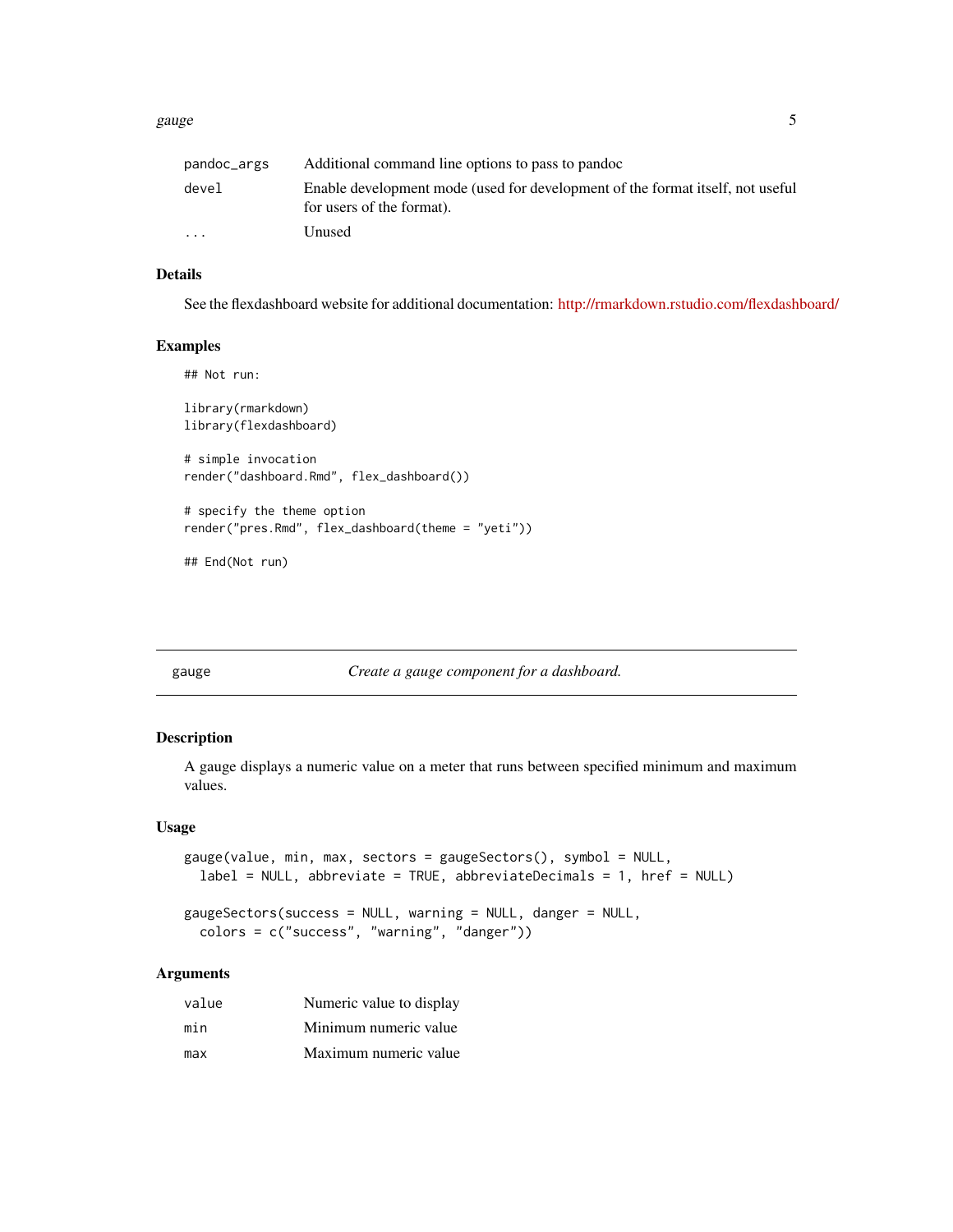| | |
|---|---|
| pandoc_args | Additional command line options to pass to pandoc |
| devel | Enable development mode (used for development of the format itself, not useful for users of the format). |
| ... | Unused |

### Details

See the flexdashboard website for additional documentation: http://rmarkdown.rstudio.com/flexdashboard/

### Examples

```
## Not run:

library(rmarkdown)
library(flexdashboard)

# simple invocation
render("dashboard.Rmd", flex_dashboard())

# specify the theme option
render("pres.Rmd", flex_dashboard(theme = "yeti"))

## End(Not run)
```

---

## gauge — *Create a gauge component for a dashboard.*

---

### Description

A gauge displays a numeric value on a meter that runs between specified minimum and maximum values.

### Usage

```
gauge(value, min, max, sectors = gaugeSectors(), symbol = NULL,
  label = NULL, abbreviate = TRUE, abbreviateDecimals = 1, href = NULL)

gaugeSectors(success = NULL, warning = NULL, danger = NULL,
  colors = c("success", "warning", "danger"))
```

### Arguments

| | |
|---|---|
| value | Numeric value to display |
| min | Minimum numeric value |
| max | Maximum numeric value |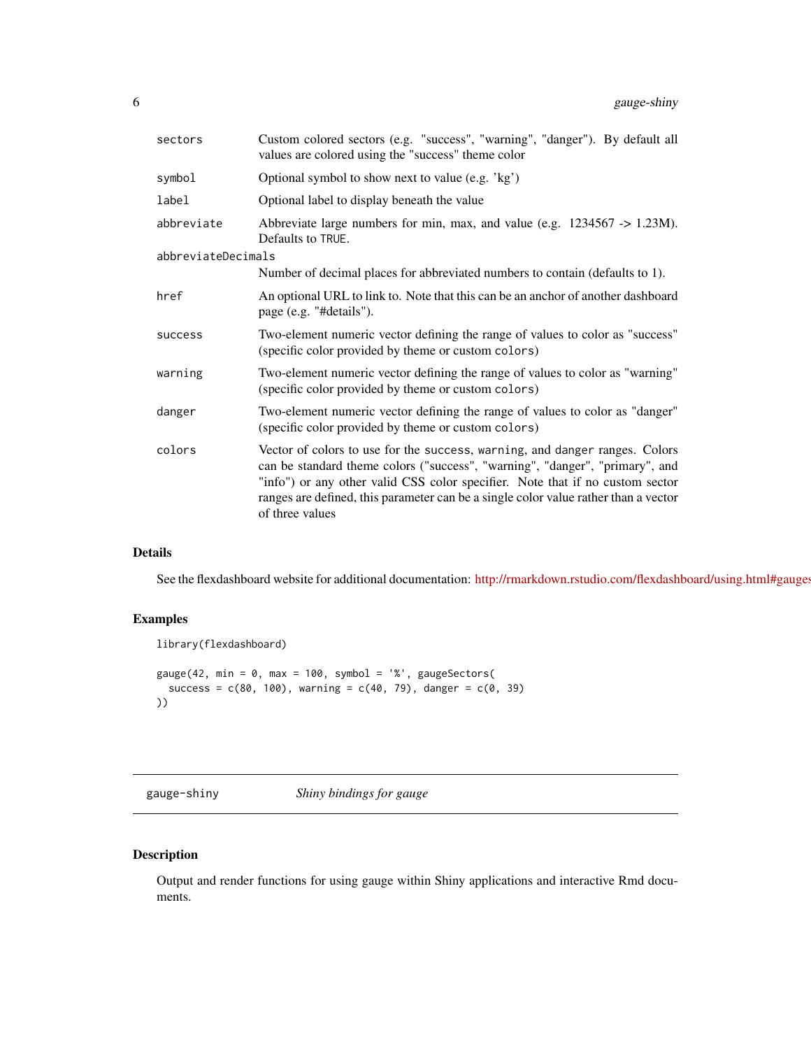| | |
|---|---|
| sectors | Custom colored sectors (e.g. "success", "warning", "danger"). By default all values are colored using the "success" theme color |
| symbol | Optional symbol to show next to value (e.g. 'kg') |
| label | Optional label to display beneath the value |
| abbreviate | Abbreviate large numbers for min, max, and value (e.g. 1234567 -> 1.23M). Defaults to TRUE. |
| abbreviateDecimals | Number of decimal places for abbreviated numbers to contain (defaults to 1). |
| href | An optional URL to link to. Note that this can be an anchor of another dashboard page (e.g. "#details"). |
| success | Two-element numeric vector defining the range of values to color as "success" (specific color provided by theme or custom colors) |
| warning | Two-element numeric vector defining the range of values to color as "warning" (specific color provided by theme or custom colors) |
| danger | Two-element numeric vector defining the range of values to color as "danger" (specific color provided by theme or custom colors) |
| colors | Vector of colors to use for the success, warning, and danger ranges. Colors can be standard theme colors ("success", "warning", "danger", "primary", and "info") or any other valid CSS color specifier. Note that if no custom sector ranges are defined, this parameter can be a single color value rather than a vector of three values |

## Details

See the flexdashboard website for additional documentation: http://rmarkdown.rstudio.com/flexdashboard/using.html#gauges

## Examples

```
library(flexdashboard)

gauge(42, min = 0, max = 100, symbol = '%', gaugeSectors(
  success = c(80, 100), warning = c(40, 79), danger = c(0, 39)
))
```

---

# gauge-shiny — *Shiny bindings for gauge*

## Description

Output and render functions for using gauge within Shiny applications and interactive Rmd documents.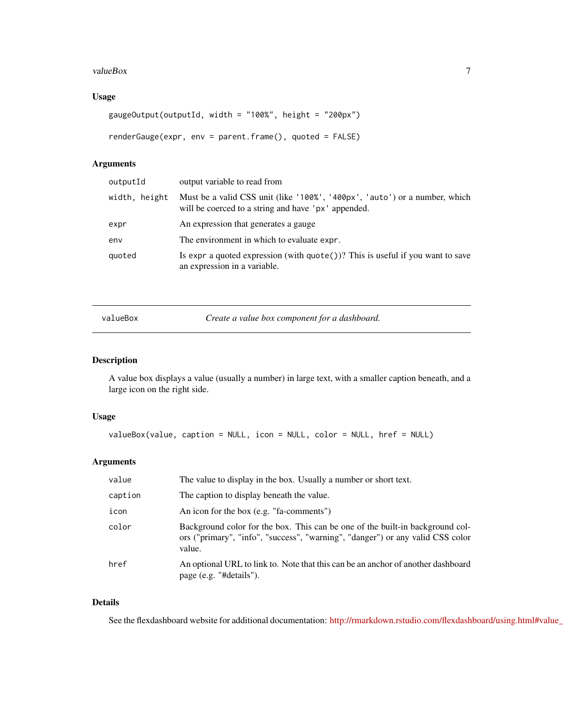### Usage

```
gaugeOutput(outputId, width = "100%", height = "200px")

renderGauge(expr, env = parent.frame(), quoted = FALSE)
```

### Arguments

| | |
|---|---|
| `outputId` | output variable to read from |
| `width, height` | Must be a valid CSS unit (like `'100%'`, `'400px'`, `'auto'`) or a number, which will be coerced to a string and have `'px'` appended. |
| `expr` | An expression that generates a gauge |
| `env` | The environment in which to evaluate `expr`. |
| `quoted` | Is `expr` a quoted expression (with `quote()`)? This is useful if you want to save an expression in a variable. |

---

## valueBox — *Create a value box component for a dashboard.*

---

### Description

A value box displays a value (usually a number) in large text, with a smaller caption beneath, and a large icon on the right side.

### Usage

```
valueBox(value, caption = NULL, icon = NULL, color = NULL, href = NULL)
```

### Arguments

| | |
|---|---|
| `value` | The value to display in the box. Usually a number or short text. |
| `caption` | The caption to display beneath the value. |
| `icon` | An icon for the box (e.g. "fa-comments") |
| `color` | Background color for the box. This can be one of the built-in background colors ("primary", "info", "success", "warning", "danger") or any valid CSS color value. |
| `href` | An optional URL to link to. Note that this can be an anchor of another dashboard page (e.g. "#details"). |

### Details

See the flexdashboard website for additional documentation: http://rmarkdown.rstudio.com/flexdashboard/using.html#value_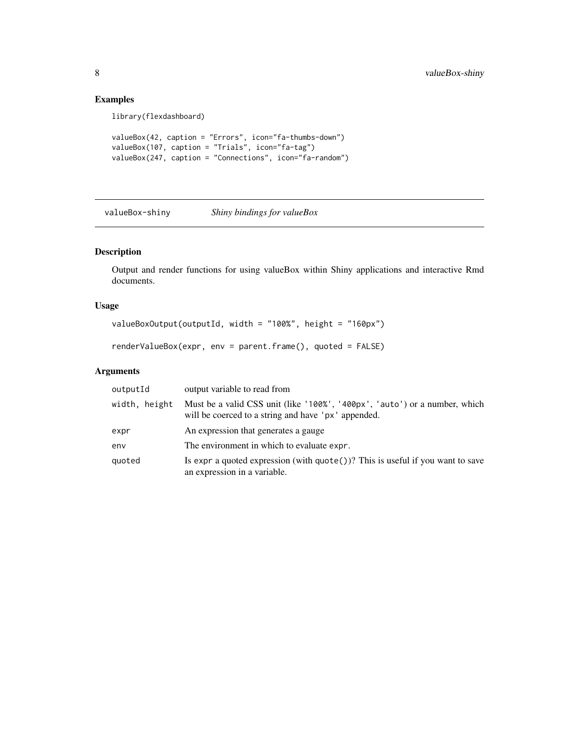## Examples

```
library(flexdashboard)

valueBox(42, caption = "Errors", icon="fa-thumbs-down")
valueBox(107, caption = "Trials", icon="fa-tag")
valueBox(247, caption = "Connections", icon="fa-random")
```

---

`valueBox-shiny` *Shiny bindings for valueBox*

---

## Description

Output and render functions for using valueBox within Shiny applications and interactive Rmd documents.

## Usage

```
valueBoxOutput(outputId, width = "100%", height = "160px")

renderValueBox(expr, env = parent.frame(), quoted = FALSE)
```

## Arguments

| | |
|---|---|
| `outputId` | output variable to read from |
| `width, height` | Must be a valid CSS unit (like `'100%'`, `'400px'`, `'auto'`) or a number, which will be coerced to a string and have `'px'` appended. |
| `expr` | An expression that generates a gauge |
| `env` | The environment in which to evaluate `expr`. |
| `quoted` | Is `expr` a quoted expression (with `quote()`)? This is useful if you want to save an expression in a variable. |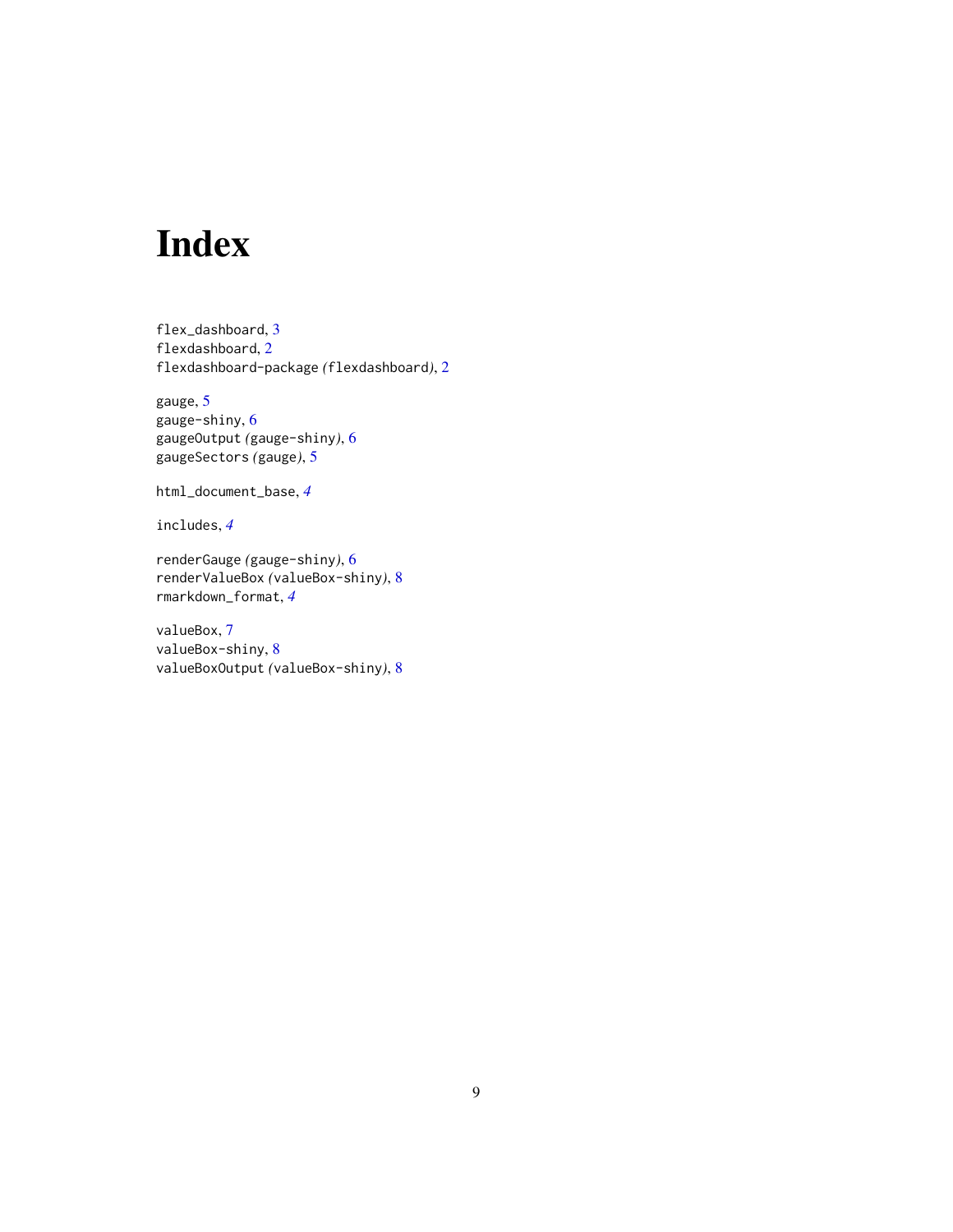# Index

flex_dashboard, 3
flexdashboard, 2
flexdashboard-package (flexdashboard), 2

gauge, 5
gauge-shiny, 6
gaugeOutput (gauge-shiny), 6
gaugeSectors (gauge), 5

html_document_base, *4*

includes, *4*

renderGauge (gauge-shiny), 6
renderValueBox (valueBox-shiny), 8
rmarkdown_format, *4*

valueBox, 7
valueBox-shiny, 8
valueBoxOutput (valueBox-shiny), 8